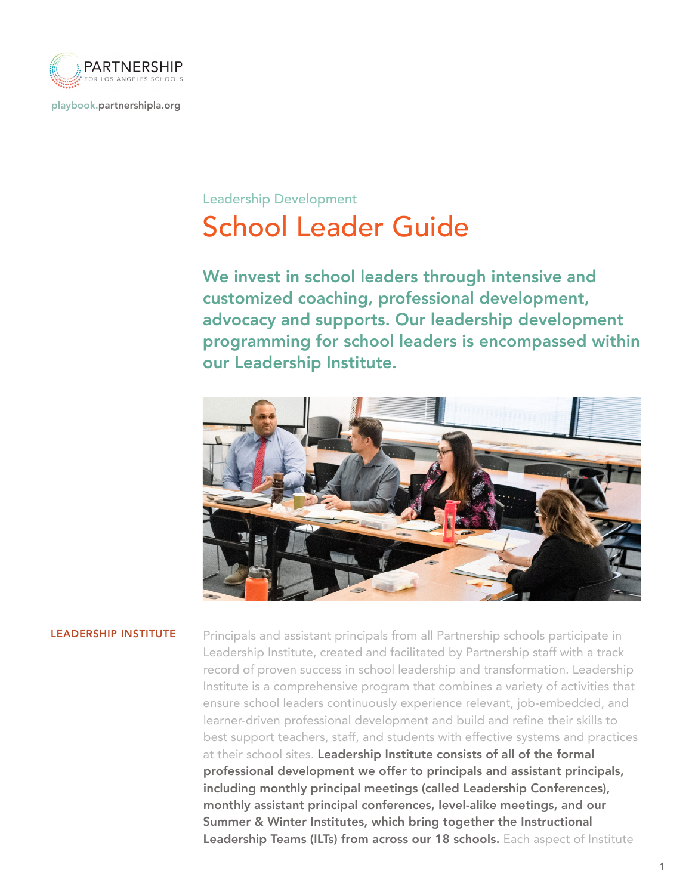PARTNERSHIP FOR LOS ANGELES SCHOOLS

playbook.partnershipla.org

Leadership Development

# School Leader Guide

## We invest in school leaders through intensive and customized coaching, professional development, advocacy and supports. Our leadership development programming for school leaders is encompassed within our Leadership Institute.

### LEADERSHIP INSTITUTE

Principals and assistant principals from all Partnership schools participate in Leadership Institute, created and facilitated by Partnership staff with a track record of proven success in school leadership and transformation. Leadership Institute is a comprehensive program that combines a variety of activities that ensure school leaders continuously experience relevant, job-embedded, and learner-driven professional development and build and refine their skills to best support teachers, staff, and students with effective systems and practices at their school sites. **Leadership Institute consists of all of the formal professional development we offer to principals and assistant principals, including monthly principal meetings (called Leadership Conferences), monthly assistant principal conferences, level-alike meetings, and our Summer & Winter Institutes, which bring together the Instructional Leadership Teams (ILTs) from across our 18 schools.** Each aspect of Institute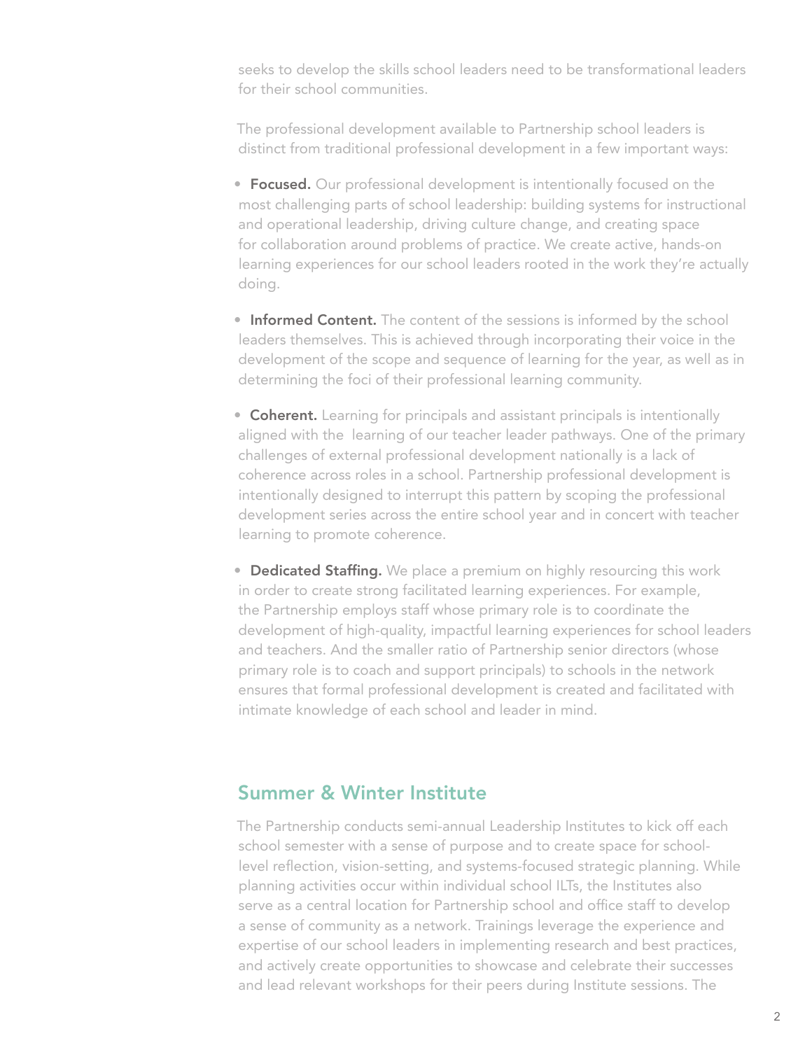seeks to develop the skills school leaders need to be transformational leaders for their school communities.

The professional development available to Partnership school leaders is distinct from traditional professional development in a few important ways:

- **Focused.** Our professional development is intentionally focused on the most challenging parts of school leadership: building systems for instructional and operational leadership, driving culture change, and creating space for collaboration around problems of practice. We create active, hands-on learning experiences for our school leaders rooted in the work they're actually doing.

- **Informed Content.** The content of the sessions is informed by the school leaders themselves. This is achieved through incorporating their voice in the development of the scope and sequence of learning for the year, as well as in determining the foci of their professional learning community.

- **Coherent.** Learning for principals and assistant principals is intentionally aligned with the learning of our teacher leader pathways. One of the primary challenges of external professional development nationally is a lack of coherence across roles in a school. Partnership professional development is intentionally designed to interrupt this pattern by scoping the professional development series across the entire school year and in concert with teacher learning to promote coherence.

- **Dedicated Staffing.** We place a premium on highly resourcing this work in order to create strong facilitated learning experiences. For example, the Partnership employs staff whose primary role is to coordinate the development of high-quality, impactful learning experiences for school leaders and teachers. And the smaller ratio of Partnership senior directors (whose primary role is to coach and support principals) to schools in the network ensures that formal professional development is created and facilitated with intimate knowledge of each school and leader in mind.

## Summer & Winter Institute

The Partnership conducts semi-annual Leadership Institutes to kick off each school semester with a sense of purpose and to create space for school-level reflection, vision-setting, and systems-focused strategic planning. While planning activities occur within individual school ILTs, the Institutes also serve as a central location for Partnership school and office staff to develop a sense of community as a network. Trainings leverage the experience and expertise of our school leaders in implementing research and best practices, and actively create opportunities to showcase and celebrate their successes and lead relevant workshops for their peers during Institute sessions. The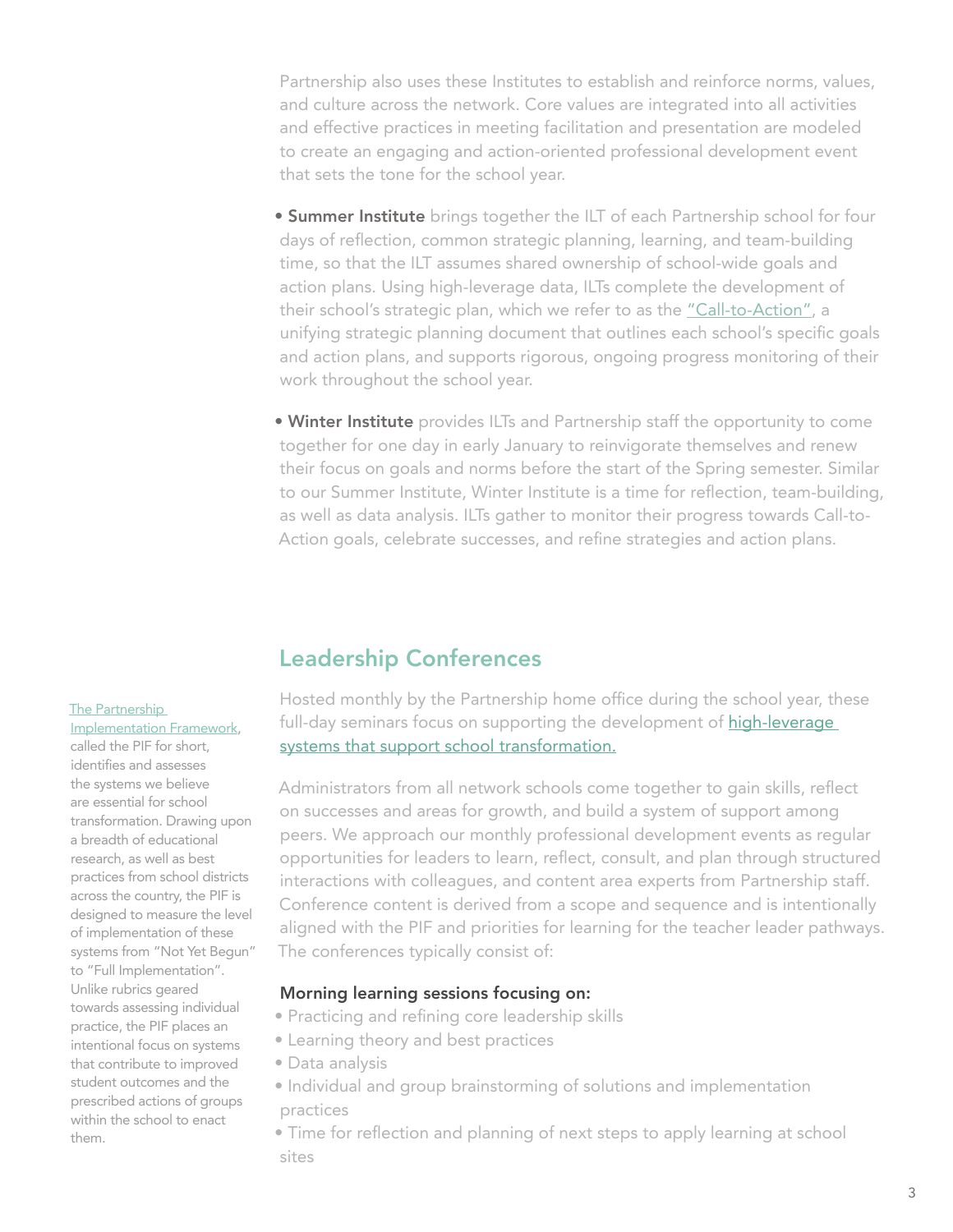Partnership also uses these Institutes to establish and reinforce norms, values, and culture across the network. Core values are integrated into all activities and effective practices in meeting facilitation and presentation are modeled to create an engaging and action-oriented professional development event that sets the tone for the school year.

- **Summer Institute** brings together the ILT of each Partnership school for four days of reflection, common strategic planning, learning, and team-building time, so that the ILT assumes shared ownership of school-wide goals and action plans. Using high-leverage data, ILTs complete the development of their school's strategic plan, which we refer to as the "Call-to-Action", a unifying strategic planning document that outlines each school's specific goals and action plans, and supports rigorous, ongoing progress monitoring of their work throughout the school year.

- **Winter Institute** provides ILTs and Partnership staff the opportunity to come together for one day in early January to reinvigorate themselves and renew their focus on goals and norms before the start of the Spring semester. Similar to our Summer Institute, Winter Institute is a time for reflection, team-building, as well as data analysis. ILTs gather to monitor their progress towards Call-to-Action goals, celebrate successes, and refine strategies and action plans.

## Leadership Conferences

Hosted monthly by the Partnership home office during the school year, these full-day seminars focus on supporting the development of high-leverage systems that support school transformation.

Administrators from all network schools come together to gain skills, reflect on successes and areas for growth, and build a system of support among peers. We approach our monthly professional development events as regular opportunities for leaders to learn, reflect, consult, and plan through structured interactions with colleagues, and content area experts from Partnership staff. Conference content is derived from a scope and sequence and is intentionally aligned with the PIF and priorities for learning for the teacher leader pathways. The conferences typically consist of:

**Morning learning sessions focusing on:**

- Practicing and refining core leadership skills
- Learning theory and best practices
- Data analysis
- Individual and group brainstorming of solutions and implementation practices
- Time for reflection and planning of next steps to apply learning at school sites

The Partnership Implementation Framework, called the PIF for short, identifies and assesses the systems we believe are essential for school transformation. Drawing upon a breadth of educational research, as well as best practices from school districts across the country, the PIF is designed to measure the level of implementation of these systems from "Not Yet Begun" to "Full Implementation". Unlike rubrics geared towards assessing individual practice, the PIF places an intentional focus on systems that contribute to improved student outcomes and the prescribed actions of groups within the school to enact them.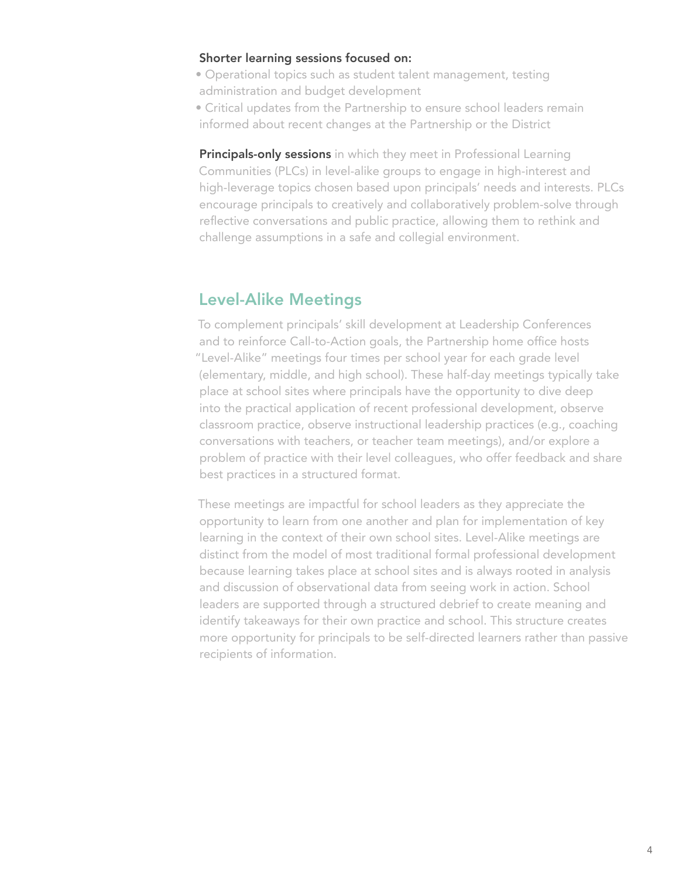**Shorter learning sessions focused on:**

- Operational topics such as student talent management, testing administration and budget development
- Critical updates from the Partnership to ensure school leaders remain informed about recent changes at the Partnership or the District

**Principals-only sessions** in which they meet in Professional Learning Communities (PLCs) in level-alike groups to engage in high-interest and high-leverage topics chosen based upon principals' needs and interests. PLCs encourage principals to creatively and collaboratively problem-solve through reflective conversations and public practice, allowing them to rethink and challenge assumptions in a safe and collegial environment.

## Level-Alike Meetings

To complement principals' skill development at Leadership Conferences and to reinforce Call-to-Action goals, the Partnership home office hosts "Level-Alike" meetings four times per school year for each grade level (elementary, middle, and high school). These half-day meetings typically take place at school sites where principals have the opportunity to dive deep into the practical application of recent professional development, observe classroom practice, observe instructional leadership practices (e.g., coaching conversations with teachers, or teacher team meetings), and/or explore a problem of practice with their level colleagues, who offer feedback and share best practices in a structured format.

These meetings are impactful for school leaders as they appreciate the opportunity to learn from one another and plan for implementation of key learning in the context of their own school sites. Level-Alike meetings are distinct from the model of most traditional formal professional development because learning takes place at school sites and is always rooted in analysis and discussion of observational data from seeing work in action. School leaders are supported through a structured debrief to create meaning and identify takeaways for their own practice and school. This structure creates more opportunity for principals to be self-directed learners rather than passive recipients of information.